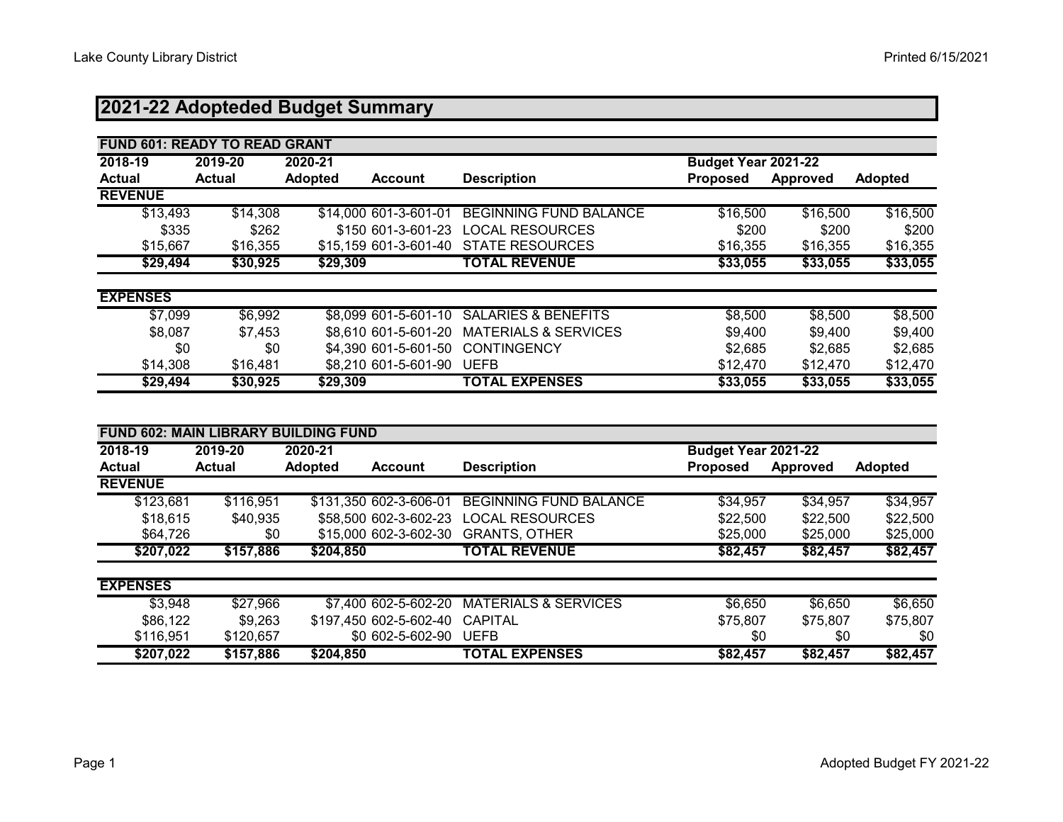# 2021-22 Adopteded Budget Summary

## FUND 601: READY TO READ GRANT

| 2018-19 | 2019-20 | 2020-21 | | | Budget Year 2021-22 | | |
|---|---|---|---|---|---|---|---|
| **Actual** | **Actual** | **Adopted** | **Account** | **Description** | **Proposed** | **Approved** | **Adopted** |
| **REVENUE** | | | | | | | |
| $13,493 | $14,308 | $14,000 | 601-3-601-01 | BEGINNING FUND BALANCE | $16,500 | $16,500 | $16,500 |
| $335 | $262 | $150 | 601-3-601-23 | LOCAL RESOURCES | $200 | $200 | $200 |
| $15,667 | $16,355 | $15,159 | 601-3-601-40 | STATE RESOURCES | $16,355 | $16,355 | $16,355 |
| **$29,494** | **$30,925** | **$29,309** | | **TOTAL REVENUE** | **$33,055** | **$33,055** | **$33,055** |
| **EXPENSES** | | | | | | | |
| $7,099 | $6,992 | $8,099 | 601-5-601-10 | SALARIES & BENEFITS | $8,500 | $8,500 | $8,500 |
| $8,087 | $7,453 | $8,610 | 601-5-601-20 | MATERIALS & SERVICES | $9,400 | $9,400 | $9,400 |
| $0 | $0 | $4,390 | 601-5-601-50 | CONTINGENCY | $2,685 | $2,685 | $2,685 |
| $14,308 | $16,481 | $8,210 | 601-5-601-90 | UEFB | $12,470 | $12,470 | $12,470 |
| **$29,494** | **$30,925** | **$29,309** | | **TOTAL EXPENSES** | **$33,055** | **$33,055** | **$33,055** |

## FUND 602: MAIN LIBRARY BUILDING FUND

| 2018-19 | 2019-20 | 2020-21 | | | Budget Year 2021-22 | | |
|---|---|---|---|---|---|---|---|
| **Actual** | **Actual** | **Adopted** | **Account** | **Description** | **Proposed** | **Approved** | **Adopted** |
| **REVENUE** | | | | | | | |
| $123,681 | $116,951 | $131,350 | 602-3-606-01 | BEGINNING FUND BALANCE | $34,957 | $34,957 | $34,957 |
| $18,615 | $40,935 | $58,500 | 602-3-602-23 | LOCAL RESOURCES | $22,500 | $22,500 | $22,500 |
| $64,726 | $0 | $15,000 | 602-3-602-30 | GRANTS, OTHER | $25,000 | $25,000 | $25,000 |
| **$207,022** | **$157,886** | **$204,850** | | **TOTAL REVENUE** | **$82,457** | **$82,457** | **$82,457** |
| **EXPENSES** | | | | | | | |
| $3,948 | $27,966 | $7,400 | 602-5-602-20 | MATERIALS & SERVICES | $6,650 | $6,650 | $6,650 |
| $86,122 | $9,263 | $197,450 | 602-5-602-40 | CAPITAL | $75,807 | $75,807 | $75,807 |
| $116,951 | $120,657 | $0 | 602-5-602-90 | UEFB | $0 | $0 | $0 |
| **$207,022** | **$157,886** | **$204,850** | | **TOTAL EXPENSES** | **$82,457** | **$82,457** | **$82,457** |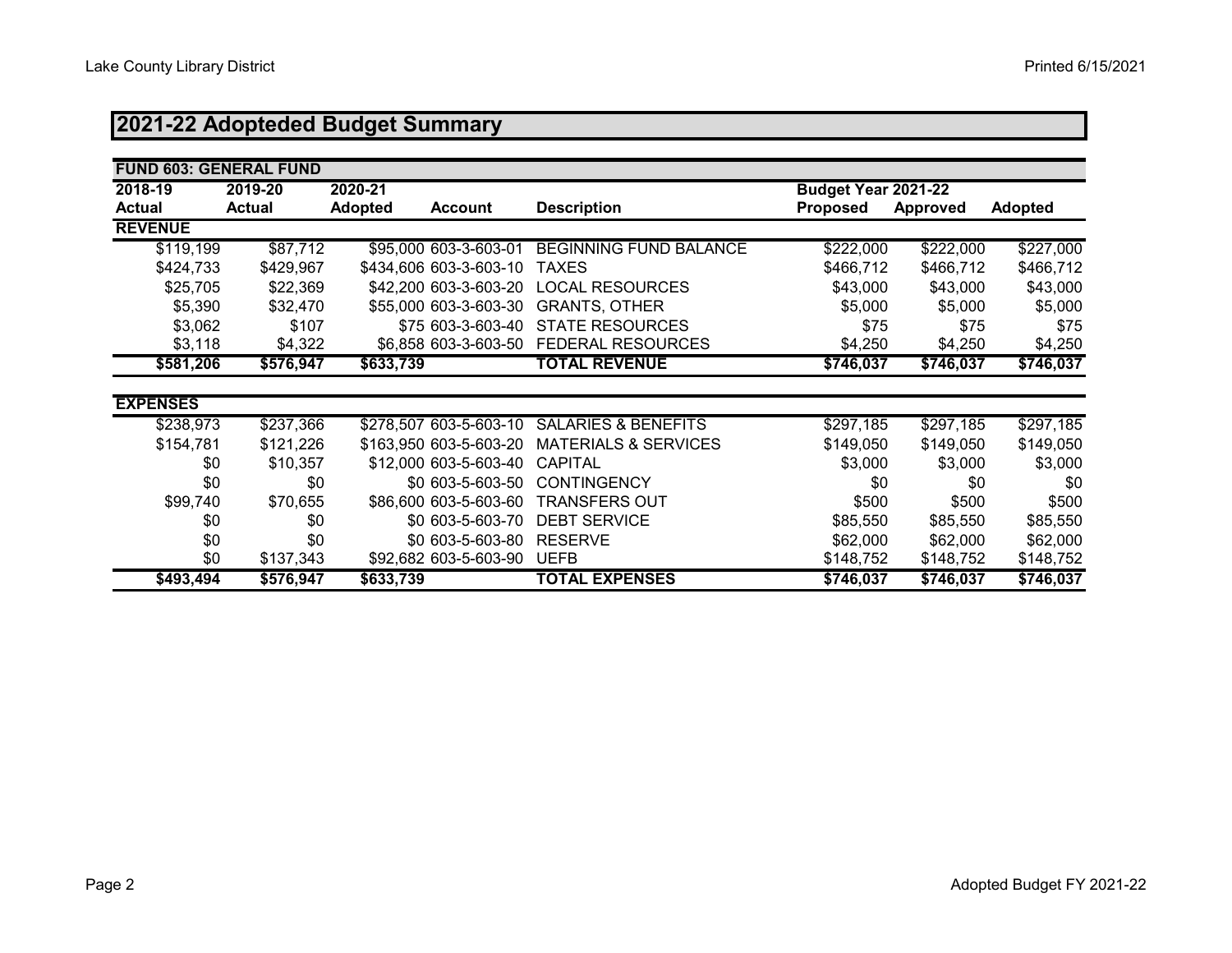# 2021-22 Adopteded Budget Summary

**FUND 603: GENERAL FUND**

| 2018-19 Actual | 2019-20 Actual | 2020-21 Adopted | Account | Description | Budget Year 2021-22 Proposed | Approved | Adopted |
|---|---|---|---|---|---|---|---|
| **REVENUE** | | | | | | | |
| $119,199 | $87,712 | $95,000 | 603-3-603-01 | BEGINNING FUND BALANCE | $222,000 | $222,000 | $227,000 |
| $424,733 | $429,967 | $434,606 | 603-3-603-10 | TAXES | $466,712 | $466,712 | $466,712 |
| $25,705 | $22,369 | $42,200 | 603-3-603-20 | LOCAL RESOURCES | $43,000 | $43,000 | $43,000 |
| $5,390 | $32,470 | $55,000 | 603-3-603-30 | GRANTS, OTHER | $5,000 | $5,000 | $5,000 |
| $3,062 | $107 | $75 | 603-3-603-40 | STATE RESOURCES | $75 | $75 | $75 |
| $3,118 | $4,322 | $6,858 | 603-3-603-50 | FEDERAL RESOURCES | $4,250 | $4,250 | $4,250 |
| **$581,206** | **$576,947** | **$633,739** | | **TOTAL REVENUE** | **$746,037** | **$746,037** | **$746,037** |
| **EXPENSES** | | | | | | | |
| $238,973 | $237,366 | $278,507 | 603-5-603-10 | SALARIES & BENEFITS | $297,185 | $297,185 | $297,185 |
| $154,781 | $121,226 | $163,950 | 603-5-603-20 | MATERIALS & SERVICES | $149,050 | $149,050 | $149,050 |
| $0 | $10,357 | $12,000 | 603-5-603-40 | CAPITAL | $3,000 | $3,000 | $3,000 |
| $0 | $0 | $0 | 603-5-603-50 | CONTINGENCY | $0 | $0 | $0 |
| $99,740 | $70,655 | $86,600 | 603-5-603-60 | TRANSFERS OUT | $500 | $500 | $500 |
| $0 | $0 | $0 | 603-5-603-70 | DEBT SERVICE | $85,550 | $85,550 | $85,550 |
| $0 | $0 | $0 | 603-5-603-80 | RESERVE | $62,000 | $62,000 | $62,000 |
| $0 | $137,343 | $92,682 | 603-5-603-90 | UEFB | $148,752 | $148,752 | $148,752 |
| **$493,494** | **$576,947** | **$633,739** | | **TOTAL EXPENSES** | **$746,037** | **$746,037** | **$746,037** |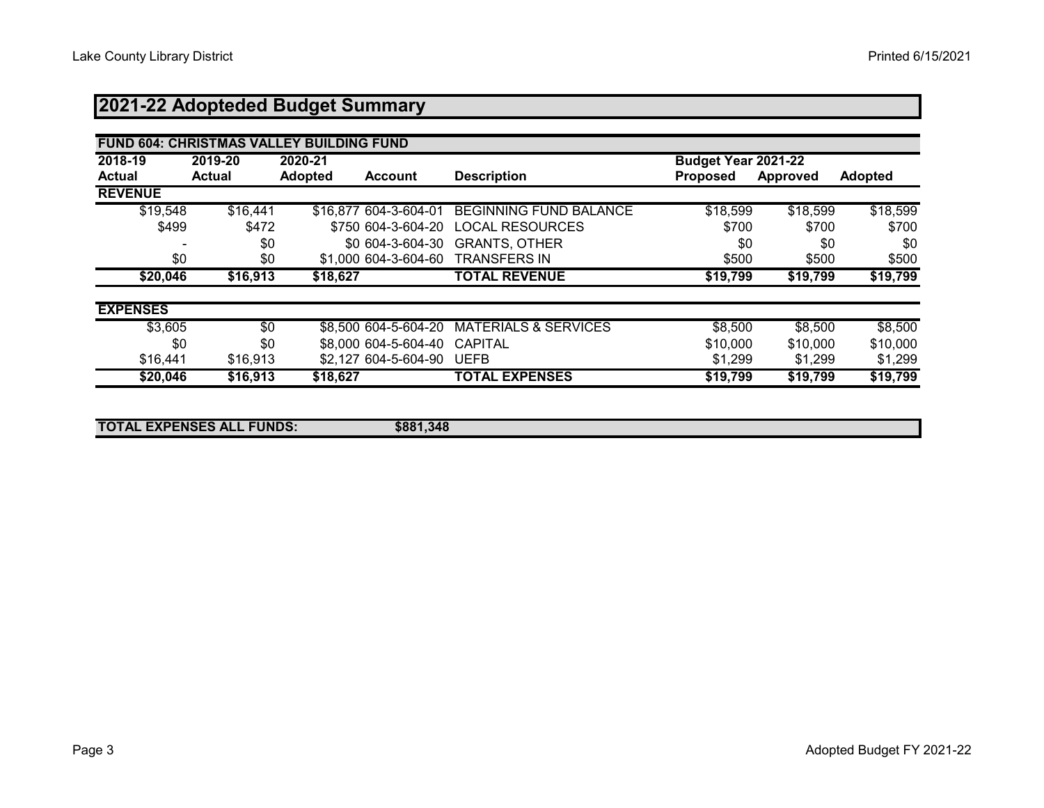## 2021-22 Adopteded Budget Summary

| FUND 604: CHRISTMAS VALLEY BUILDING FUND | | | | | | | |
|---|---|---|---|---|---|---|---|
| 2018-19 | 2019-20 | 2020-21 | | | Budget Year 2021-22 | | |
| Actual | Actual | Adopted | Account | Description | Proposed | Approved | Adopted |
| **REVENUE** | | | | | | | |
| $19,548 | $16,441 | $16,877 | 604-3-604-01 | BEGINNING FUND BALANCE | $18,599 | $18,599 | $18,599 |
| $499 | $472 | $750 | 604-3-604-20 | LOCAL RESOURCES | $700 | $700 | $700 |
| - | $0 | $0 | 604-3-604-30 | GRANTS, OTHER | $0 | $0 | $0 |
| $0 | $0 | $1,000 | 604-3-604-60 | TRANSFERS IN | $500 | $500 | $500 |
| **$20,046** | **$16,913** | **$18,627** | | **TOTAL REVENUE** | **$19,799** | **$19,799** | **$19,799** |
| **EXPENSES** | | | | | | | |
| $3,605 | $0 | $8,500 | 604-5-604-20 | MATERIALS & SERVICES | $8,500 | $8,500 | $8,500 |
| $0 | $0 | $8,000 | 604-5-604-40 | CAPITAL | $10,000 | $10,000 | $10,000 |
| $16,441 | $16,913 | $2,127 | 604-5-604-90 | UEFB | $1,299 | $1,299 | $1,299 |
| **$20,046** | **$16,913** | **$18,627** | | **TOTAL EXPENSES** | **$19,799** | **$19,799** | **$19,799** |

**TOTAL EXPENSES ALL FUNDS: $881,348**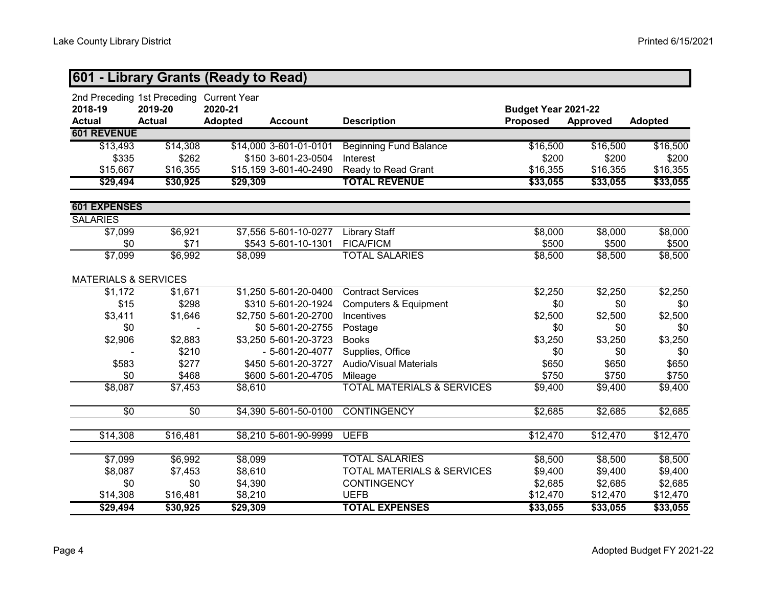## 601 - Library Grants (Ready to Read)

| 2nd Preceding 2018-19 Actual | 1st Preceding 2019-20 Actual | Current Year 2020-21 Adopted | Account | Description | Budget Year 2021-22 Proposed | Approved | Adopted |
|---|---|---|---|---|---|---|---|
| **601 REVENUE** | | | | | | | |
| $13,493 | $14,308 | $14,000 | 3-601-01-0101 | Beginning Fund Balance | $16,500 | $16,500 | $16,500 |
| $335 | $262 | $150 | 3-601-23-0504 | Interest | $200 | $200 | $200 |
| $15,667 | $16,355 | $15,159 | 3-601-40-2490 | Ready to Read Grant | $16,355 | $16,355 | $16,355 |
| **$29,494** | **$30,925** | **$29,309** | | **TOTAL REVENUE** | **$33,055** | **$33,055** | **$33,055** |
| **601 EXPENSES** | | | | | | | |
| SALARIES | | | | | | | |
| $7,099 | $6,921 | $7,556 | 5-601-10-0277 | Library Staff | $8,000 | $8,000 | $8,000 |
| $0 | $71 | $543 | 5-601-10-1301 | FICA/FICM | $500 | $500 | $500 |
| $7,099 | $6,992 | $8,099 | | TOTAL SALARIES | $8,500 | $8,500 | $8,500 |
| MATERIALS & SERVICES | | | | | | | |
| $1,172 | $1,671 | $1,250 | 5-601-20-0400 | Contract Services | $2,250 | $2,250 | $2,250 |
| $15 | $298 | $310 | 5-601-20-1924 | Computers & Equipment | $0 | $0 | $0 |
| $3,411 | $1,646 | $2,750 | 5-601-20-2700 | Incentives | $2,500 | $2,500 | $2,500 |
| $0 | - | $0 | 5-601-20-2755 | Postage | $0 | $0 | $0 |
| $2,906 | $2,883 | $3,250 | 5-601-20-3723 | Books | $3,250 | $3,250 | $3,250 |
| - | $210 | - | 5-601-20-4077 | Supplies, Office | $0 | $0 | $0 |
| $583 | $277 | $450 | 5-601-20-3727 | Audio/Visual Materials | $650 | $650 | $650 |
| $0 | $468 | $600 | 5-601-20-4705 | Mileage | $750 | $750 | $750 |
| $8,087 | $7,453 | $8,610 | | TOTAL MATERIALS & SERVICES | $9,400 | $9,400 | $9,400 |
| $0 | $0 | $4,390 | 5-601-50-0100 | CONTINGENCY | $2,685 | $2,685 | $2,685 |
| $14,308 | $16,481 | $8,210 | 5-601-90-9999 | UEFB | $12,470 | $12,470 | $12,470 |
| $7,099 | $6,992 | $8,099 | | TOTAL SALARIES | $8,500 | $8,500 | $8,500 |
| $8,087 | $7,453 | $8,610 | | TOTAL MATERIALS & SERVICES | $9,400 | $9,400 | $9,400 |
| $0 | $0 | $4,390 | | CONTINGENCY | $2,685 | $2,685 | $2,685 |
| $14,308 | $16,481 | $8,210 | | UEFB | $12,470 | $12,470 | $12,470 |
| **$29,494** | **$30,925** | **$29,309** | | **TOTAL EXPENSES** | **$33,055** | **$33,055** | **$33,055** |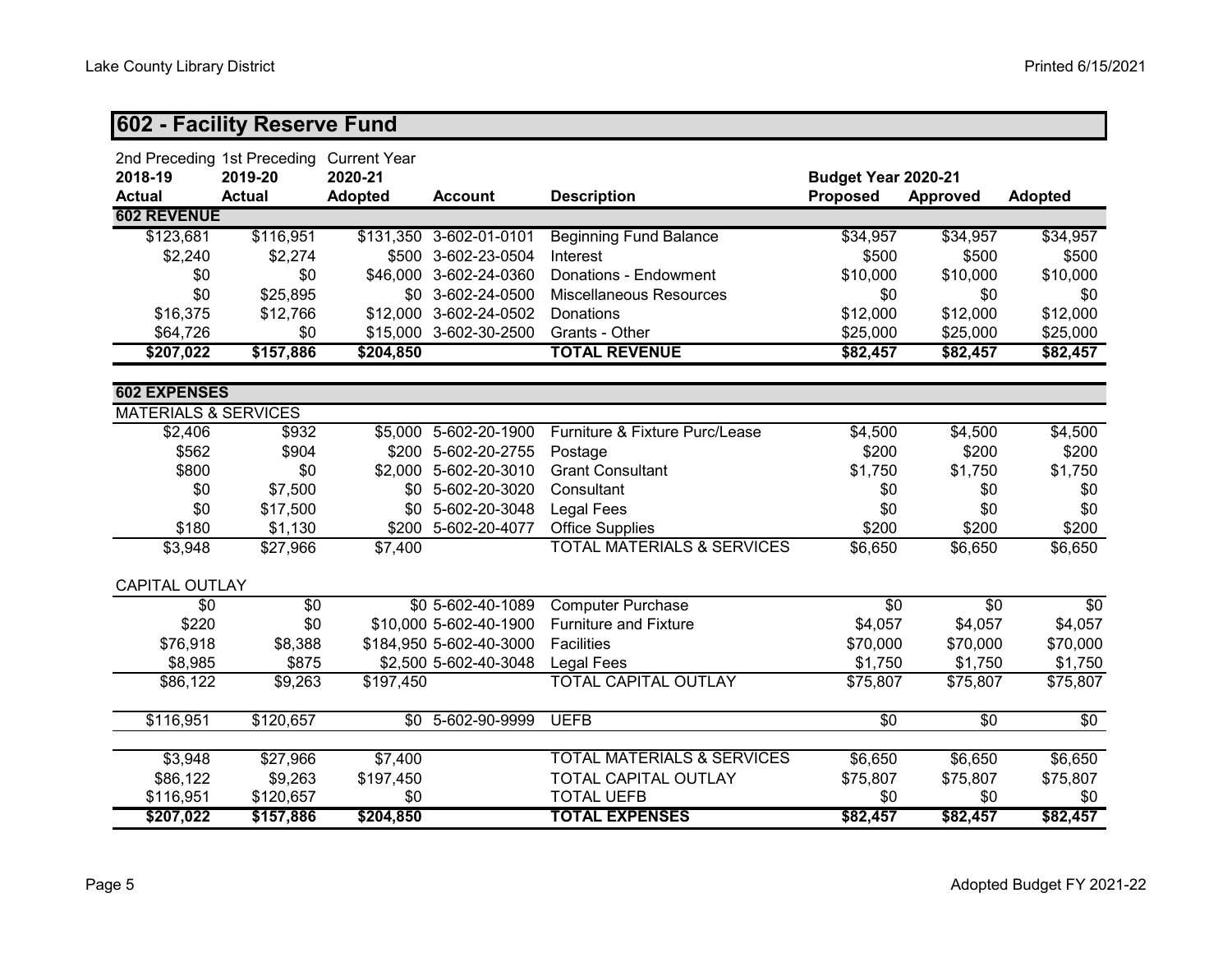## 602 - Facility Reserve Fund

| 2nd Preceding 2018-19 Actual | 1st Preceding 2019-20 Actual | Current Year 2020-21 Adopted | Account | Description | Budget Year 2020-21 Proposed | Approved | Adopted |
|---|---|---|---|---|---|---|---|
| **602 REVENUE** | | | | | | | |
| $123,681 | $116,951 | $131,350 | 3-602-01-0101 | Beginning Fund Balance | $34,957 | $34,957 | $34,957 |
| $2,240 | $2,274 | $500 | 3-602-23-0504 | Interest | $500 | $500 | $500 |
| $0 | $0 | $46,000 | 3-602-24-0360 | Donations - Endowment | $10,000 | $10,000 | $10,000 |
| $0 | $25,895 | $0 | 3-602-24-0500 | Miscellaneous Resources | $0 | $0 | $0 |
| $16,375 | $12,766 | $12,000 | 3-602-24-0502 | Donations | $12,000 | $12,000 | $12,000 |
| $64,726 | $0 | $15,000 | 3-602-30-2500 | Grants - Other | $25,000 | $25,000 | $25,000 |
| **$207,022** | **$157,886** | **$204,850** | | **TOTAL REVENUE** | **$82,457** | **$82,457** | **$82,457** |
| **602 EXPENSES** | | | | | | | |
| MATERIALS & SERVICES | | | | | | | |
| $2,406 | $932 | $5,000 | 5-602-20-1900 | Furniture & Fixture Purc/Lease | $4,500 | $4,500 | $4,500 |
| $562 | $904 | $200 | 5-602-20-2755 | Postage | $200 | $200 | $200 |
| $800 | $0 | $2,000 | 5-602-20-3010 | Grant Consultant | $1,750 | $1,750 | $1,750 |
| $0 | $7,500 | $0 | 5-602-20-3020 | Consultant | $0 | $0 | $0 |
| $0 | $17,500 | $0 | 5-602-20-3048 | Legal Fees | $0 | $0 | $0 |
| $180 | $1,130 | $200 | 5-602-20-4077 | Office Supplies | $200 | $200 | $200 |
| $3,948 | $27,966 | $7,400 | | TOTAL MATERIALS & SERVICES | $6,650 | $6,650 | $6,650 |
| CAPITAL OUTLAY | | | | | | | |
| $0 | $0 | $0 | 5-602-40-1089 | Computer Purchase | $0 | $0 | $0 |
| $220 | $0 | $10,000 | 5-602-40-1900 | Furniture and Fixture | $4,057 | $4,057 | $4,057 |
| $76,918 | $8,388 | $184,950 | 5-602-40-3000 | Facilities | $70,000 | $70,000 | $70,000 |
| $8,985 | $875 | $2,500 | 5-602-40-3048 | Legal Fees | $1,750 | $1,750 | $1,750 |
| $86,122 | $9,263 | $197,450 | | TOTAL CAPITAL OUTLAY | $75,807 | $75,807 | $75,807 |
| $116,951 | $120,657 | $0 | 5-602-90-9999 | UEFB | $0 | $0 | $0 |
| $3,948 | $27,966 | $7,400 | | TOTAL MATERIALS & SERVICES | $6,650 | $6,650 | $6,650 |
| $86,122 | $9,263 | $197,450 | | TOTAL CAPITAL OUTLAY | $75,807 | $75,807 | $75,807 |
| $116,951 | $120,657 | $0 | | TOTAL UEFB | $0 | $0 | $0 |
| **$207,022** | **$157,886** | **$204,850** | | **TOTAL EXPENSES** | **$82,457** | **$82,457** | **$82,457** |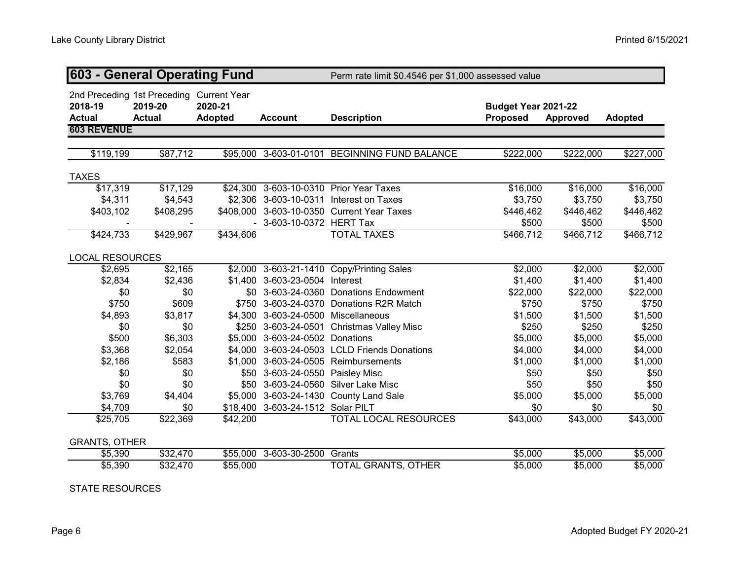## 603 - General Operating Fund

Perm rate limit $0.4546 per $1,000 assessed value

| 2nd Preceding 2018-19 Actual | 1st Preceding 2019-20 Actual | Current Year 2020-21 Adopted | Account | Description | Budget Year 2021-22 Proposed | Approved | Adopted |
|---|---|---|---|---|---|---|---|
| **603 REVENUE** | | | | | | | |
| $119,199 | $87,712 | $95,000 | 3-603-01-0101 | BEGINNING FUND BALANCE | $222,000 | $222,000 | $227,000 |
| TAXES | | | | | | | |
| $17,319 | $17,129 | $24,300 | 3-603-10-0310 | Prior Year Taxes | $16,000 | $16,000 | $16,000 |
| $4,311 | $4,543 | $2,306 | 3-603-10-0311 | Interest on Taxes | $3,750 | $3,750 | $3,750 |
| $403,102 | $408,295 | $408,000 | 3-603-10-0350 | Current Year Taxes | $446,462 | $446,462 | $446,462 |
| - | - | - | 3-603-10-0372 | HERT Tax | $500 | $500 | $500 |
| $424,733 | $429,967 | $434,606 | | TOTAL TAXES | $466,712 | $466,712 | $466,712 |
| LOCAL RESOURCES | | | | | | | |
| $2,695 | $2,165 | $2,000 | 3-603-21-1410 | Copy/Printing Sales | $2,000 | $2,000 | $2,000 |
| $2,834 | $2,436 | $1,400 | 3-603-23-0504 | Interest | $1,400 | $1,400 | $1,400 |
| $0 | $0 | $0 | 3-603-24-0360 | Donations Endowment | $22,000 | $22,000 | $22,000 |
| $750 | $609 | $750 | 3-603-24-0370 | Donations R2R Match | $750 | $750 | $750 |
| $4,893 | $3,817 | $4,300 | 3-603-24-0500 | Miscellaneous | $1,500 | $1,500 | $1,500 |
| $0 | $0 | $250 | 3-603-24-0501 | Christmas Valley Misc | $250 | $250 | $250 |
| $500 | $6,303 | $5,000 | 3-603-24-0502 | Donations | $5,000 | $5,000 | $5,000 |
| $3,368 | $2,054 | $4,000 | 3-603-24-0503 | LCLD Friends Donations | $4,000 | $4,000 | $4,000 |
| $2,186 | $583 | $1,000 | 3-603-24-0505 | Reimbursements | $1,000 | $1,000 | $1,000 |
| $0 | $0 | $50 | 3-603-24-0550 | Paisley Misc | $50 | $50 | $50 |
| $0 | $0 | $50 | 3-603-24-0560 | Silver Lake Misc | $50 | $50 | $50 |
| $3,769 | $4,404 | $5,000 | 3-603-24-1430 | County Land Sale | $5,000 | $5,000 | $5,000 |
| $4,709 | $0 | $18,400 | 3-603-24-1512 | Solar PILT | $0 | $0 | $0 |
| $25,705 | $22,369 | $42,200 | | TOTAL LOCAL RESOURCES | $43,000 | $43,000 | $43,000 |
| GRANTS, OTHER | | | | | | | |
| $5,390 | $32,470 | $55,000 | 3-603-30-2500 | Grants | $5,000 | $5,000 | $5,000 |
| $5,390 | $32,470 | $55,000 | | TOTAL GRANTS, OTHER | $5,000 | $5,000 | $5,000 |

STATE RESOURCES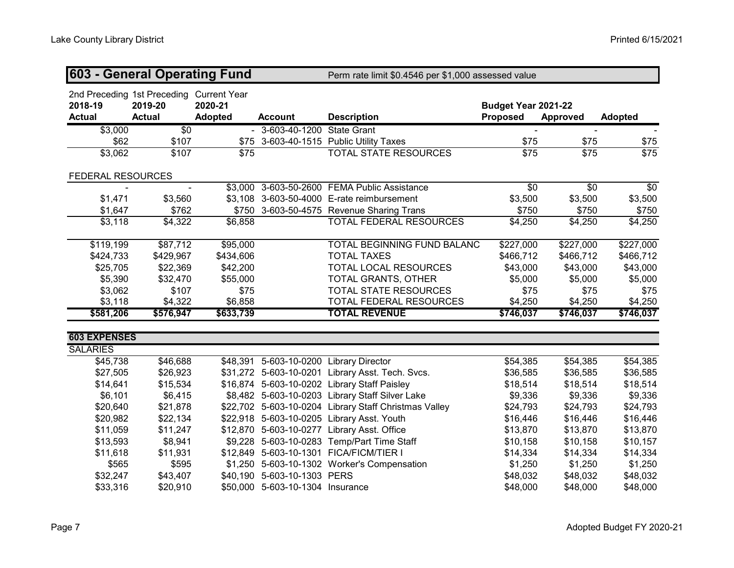## 603 - General Operating Fund

Perm rate limit $0.4546 per $1,000 assessed value

| 2nd Preceding 2018-19 Actual | 1st Preceding 2019-20 Actual | Current Year 2020-21 Adopted | Account | Description | Budget Year 2021-22 Proposed | Approved | Adopted |
|---|---|---|---|---|---|---|---|
| $3,000 | $0 | - | 3-603-40-1200 | State Grant | - | - | - |
| $62 | $107 | $75 | 3-603-40-1515 | Public Utility Taxes | $75 | $75 | $75 |
| $3,062 | $107 | $75 | | TOTAL STATE RESOURCES | $75 | $75 | $75 |
| FEDERAL RESOURCES | | | | | | | |
| - | - | $3,000 | 3-603-50-2600 | FEMA Public Assistance | $0 | $0 | $0 |
| $1,471 | $3,560 | $3,108 | 3-603-50-4000 | E-rate reimbursement | $3,500 | $3,500 | $3,500 |
| $1,647 | $762 | $750 | 3-603-50-4575 | Revenue Sharing Trans | $750 | $750 | $750 |
| $3,118 | $4,322 | $6,858 | | TOTAL FEDERAL RESOURCES | $4,250 | $4,250 | $4,250 |
| $119,199 | $87,712 | $95,000 | | TOTAL BEGINNING FUND BALANC | $227,000 | $227,000 | $227,000 |
| $424,733 | $429,967 | $434,606 | | TOTAL TAXES | $466,712 | $466,712 | $466,712 |
| $25,705 | $22,369 | $42,200 | | TOTAL LOCAL RESOURCES | $43,000 | $43,000 | $43,000 |
| $5,390 | $32,470 | $55,000 | | TOTAL GRANTS, OTHER | $5,000 | $5,000 | $5,000 |
| $3,062 | $107 | $75 | | TOTAL STATE RESOURCES | $75 | $75 | $75 |
| $3,118 | $4,322 | $6,858 | | TOTAL FEDERAL RESOURCES | $4,250 | $4,250 | $4,250 |
| **$581,206** | **$576,947** | **$633,739** | | **TOTAL REVENUE** | **$746,037** | **$746,037** | **$746,037** |

### 603 EXPENSES

| 2018-19 Actual | 2019-20 Actual | 2020-21 Adopted | Account | Description | Proposed | Approved | Adopted |
|---|---|---|---|---|---|---|---|
| SALARIES | | | | | | | |
| $45,738 | $46,688 | $48,391 | 5-603-10-0200 | Library Director | $54,385 | $54,385 | $54,385 |
| $27,505 | $26,923 | $31,272 | 5-603-10-0201 | Library Asst. Tech. Svcs. | $36,585 | $36,585 | $36,585 |
| $14,641 | $15,534 | $16,874 | 5-603-10-0202 | Library Staff Paisley | $18,514 | $18,514 | $18,514 |
| $6,101 | $6,415 | $8,482 | 5-603-10-0203 | Library Staff Silver Lake | $9,336 | $9,336 | $9,336 |
| $20,640 | $21,878 | $22,702 | 5-603-10-0204 | Library Staff Christmas Valley | $24,793 | $24,793 | $24,793 |
| $20,982 | $22,134 | $22,918 | 5-603-10-0205 | Library Asst. Youth | $16,446 | $16,446 | $16,446 |
| $11,059 | $11,247 | $12,870 | 5-603-10-0277 | Library Asst. Office | $13,870 | $13,870 | $13,870 |
| $13,593 | $8,941 | $9,228 | 5-603-10-0283 | Temp/Part Time Staff | $10,158 | $10,158 | $10,157 |
| $11,618 | $11,931 | $12,849 | 5-603-10-1301 | FICA/FICM/TIER I | $14,334 | $14,334 | $14,334 |
| $565 | $595 | $1,250 | 5-603-10-1302 | Worker's Compensation | $1,250 | $1,250 | $1,250 |
| $32,247 | $43,407 | $40,190 | 5-603-10-1303 | PERS | $48,032 | $48,032 | $48,032 |
| $33,316 | $20,910 | $50,000 | 5-603-10-1304 | Insurance | $48,000 | $48,000 | $48,000 |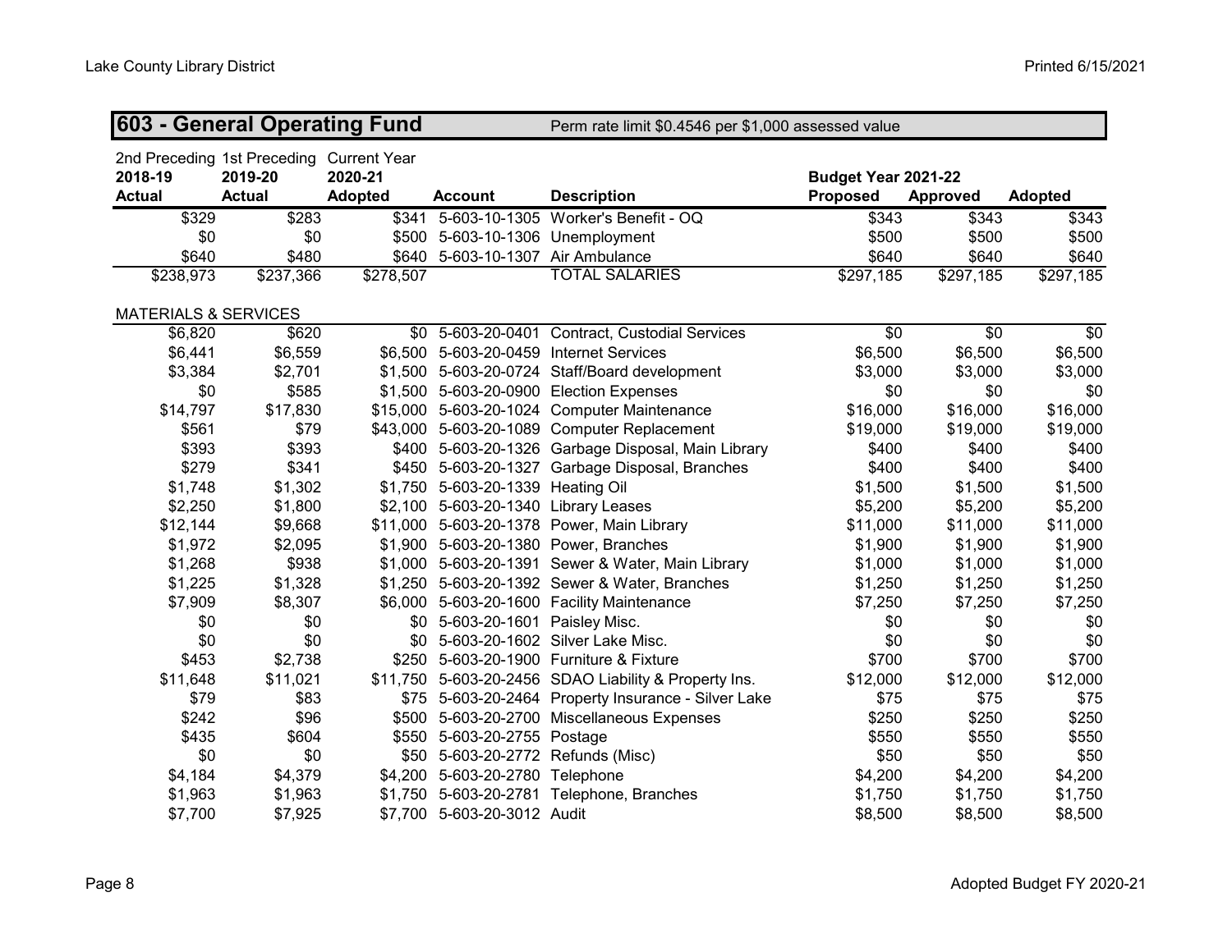## 603 - General Operating Fund

Perm rate limit $0.4546 per $1,000 assessed value

| 2nd Preceding 2018-19 Actual | 1st Preceding 2019-20 Actual | Current Year 2020-21 Adopted | Account | Description | Budget Year 2021-22 Proposed | Approved | Adopted |
|---|---|---|---|---|---|---|---|
| $329 | $283 | $341 | 5-603-10-1305 | Worker's Benefit - OQ | $343 | $343 | $343 |
| $0 | $0 | $500 | 5-603-10-1306 | Unemployment | $500 | $500 | $500 |
| $640 | $480 | $640 | 5-603-10-1307 | Air Ambulance | $640 | $640 | $640 |
| $238,973 | $237,366 | $278,507 | | TOTAL SALARIES | $297,185 | $297,185 | $297,185 |
| | | | | | | | |
| MATERIALS & SERVICES | | | | | | | |
| $6,820 | $620 | $0 | 5-603-20-0401 | Contract, Custodial Services | $0 | $0 | $0 |
| $6,441 | $6,559 | $6,500 | 5-603-20-0459 | Internet Services | $6,500 | $6,500 | $6,500 |
| $3,384 | $2,701 | $1,500 | 5-603-20-0724 | Staff/Board development | $3,000 | $3,000 | $3,000 |
| $0 | $585 | $1,500 | 5-603-20-0900 | Election Expenses | $0 | $0 | $0 |
| $14,797 | $17,830 | $15,000 | 5-603-20-1024 | Computer Maintenance | $16,000 | $16,000 | $16,000 |
| $561 | $79 | $43,000 | 5-603-20-1089 | Computer Replacement | $19,000 | $19,000 | $19,000 |
| $393 | $393 | $400 | 5-603-20-1326 | Garbage Disposal, Main Library | $400 | $400 | $400 |
| $279 | $341 | $450 | 5-603-20-1327 | Garbage Disposal, Branches | $400 | $400 | $400 |
| $1,748 | $1,302 | $1,750 | 5-603-20-1339 | Heating Oil | $1,500 | $1,500 | $1,500 |
| $2,250 | $1,800 | $2,100 | 5-603-20-1340 | Library Leases | $5,200 | $5,200 | $5,200 |
| $12,144 | $9,668 | $11,000 | 5-603-20-1378 | Power, Main Library | $11,000 | $11,000 | $11,000 |
| $1,972 | $2,095 | $1,900 | 5-603-20-1380 | Power, Branches | $1,900 | $1,900 | $1,900 |
| $1,268 | $938 | $1,000 | 5-603-20-1391 | Sewer & Water, Main Library | $1,000 | $1,000 | $1,000 |
| $1,225 | $1,328 | $1,250 | 5-603-20-1392 | Sewer & Water, Branches | $1,250 | $1,250 | $1,250 |
| $7,909 | $8,307 | $6,000 | 5-603-20-1600 | Facility Maintenance | $7,250 | $7,250 | $7,250 |
| $0 | $0 | $0 | 5-603-20-1601 | Paisley Misc. | $0 | $0 | $0 |
| $0 | $0 | $0 | 5-603-20-1602 | Silver Lake Misc. | $0 | $0 | $0 |
| $453 | $2,738 | $250 | 5-603-20-1900 | Furniture & Fixture | $700 | $700 | $700 |
| $11,648 | $11,021 | $11,750 | 5-603-20-2456 | SDAO Liability & Property Ins. | $12,000 | $12,000 | $12,000 |
| $79 | $83 | $75 | 5-603-20-2464 | Property Insurance - Silver Lake | $75 | $75 | $75 |
| $242 | $96 | $500 | 5-603-20-2700 | Miscellaneous Expenses | $250 | $250 | $250 |
| $435 | $604 | $550 | 5-603-20-2755 | Postage | $550 | $550 | $550 |
| $0 | $0 | $50 | 5-603-20-2772 | Refunds (Misc) | $50 | $50 | $50 |
| $4,184 | $4,379 | $4,200 | 5-603-20-2780 | Telephone | $4,200 | $4,200 | $4,200 |
| $1,963 | $1,963 | $1,750 | 5-603-20-2781 | Telephone, Branches | $1,750 | $1,750 | $1,750 |
| $7,700 | $7,925 | $7,700 | 5-603-20-3012 | Audit | $8,500 | $8,500 | $8,500 |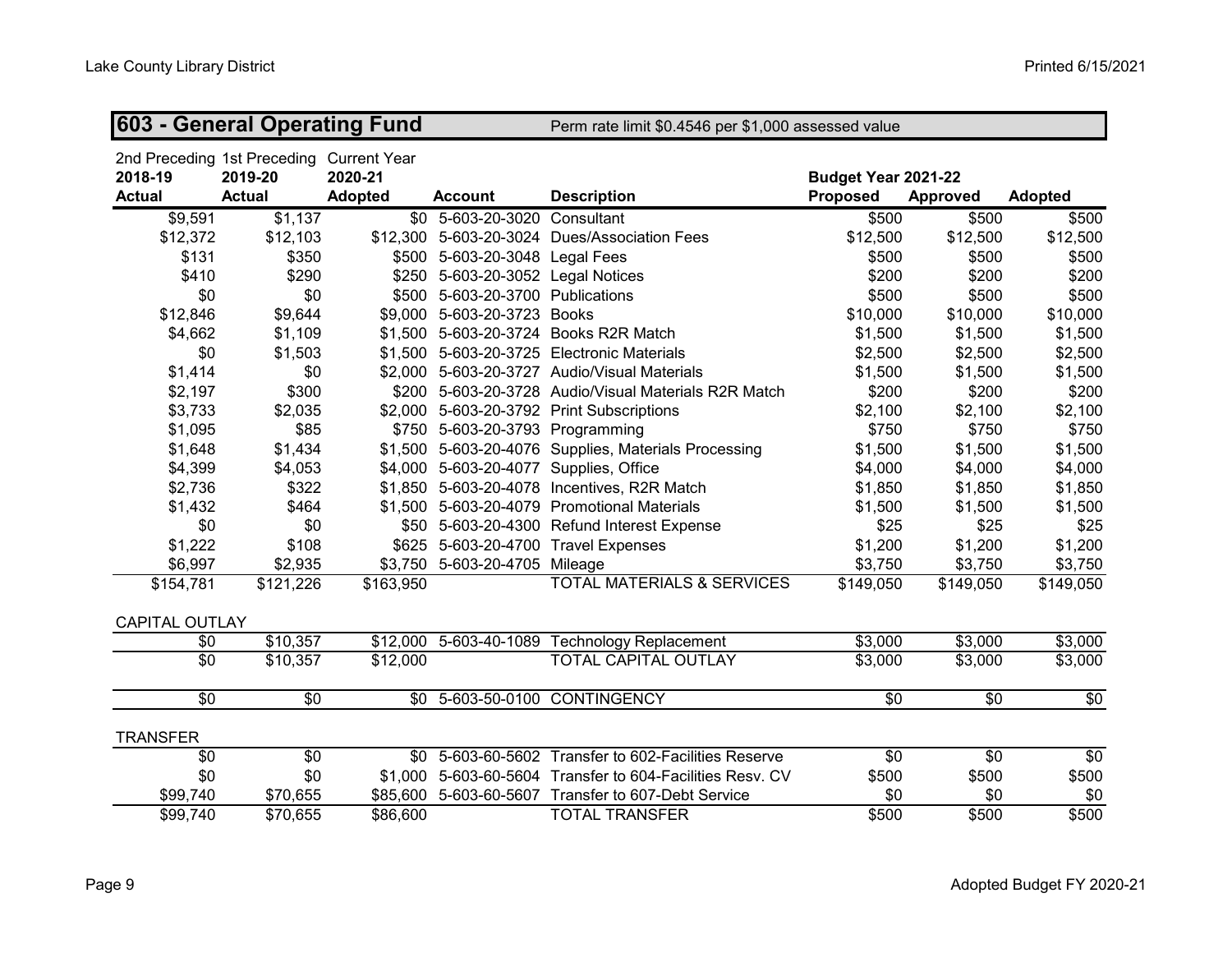## 603 - General Operating Fund

Perm rate limit $0.4546 per $1,000 assessed value

| 2nd Preceding 2018-19 Actual | 1st Preceding 2019-20 Actual | Current Year 2020-21 Adopted | Account | Description | Budget Year 2021-22 Proposed | Approved | Adopted |
|---|---|---|---|---|---|---|---|
| $9,591 | $1,137 | $0 | 5-603-20-3020 | Consultant | $500 | $500 | $500 |
| $12,372 | $12,103 | $12,300 | 5-603-20-3024 | Dues/Association Fees | $12,500 | $12,500 | $12,500 |
| $131 | $350 | $500 | 5-603-20-3048 | Legal Fees | $500 | $500 | $500 |
| $410 | $290 | $250 | 5-603-20-3052 | Legal Notices | $200 | $200 | $200 |
| $0 | $0 | $500 | 5-603-20-3700 | Publications | $500 | $500 | $500 |
| $12,846 | $9,644 | $9,000 | 5-603-20-3723 | Books | $10,000 | $10,000 | $10,000 |
| $4,662 | $1,109 | $1,500 | 5-603-20-3724 | Books R2R Match | $1,500 | $1,500 | $1,500 |
| $0 | $1,503 | $1,500 | 5-603-20-3725 | Electronic Materials | $2,500 | $2,500 | $2,500 |
| $1,414 | $0 | $2,000 | 5-603-20-3727 | Audio/Visual Materials | $1,500 | $1,500 | $1,500 |
| $2,197 | $300 | $200 | 5-603-20-3728 | Audio/Visual Materials R2R Match | $200 | $200 | $200 |
| $3,733 | $2,035 | $2,000 | 5-603-20-3792 | Print Subscriptions | $2,100 | $2,100 | $2,100 |
| $1,095 | $85 | $750 | 5-603-20-3793 | Programming | $750 | $750 | $750 |
| $1,648 | $1,434 | $1,500 | 5-603-20-4076 | Supplies, Materials Processing | $1,500 | $1,500 | $1,500 |
| $4,399 | $4,053 | $4,000 | 5-603-20-4077 | Supplies, Office | $4,000 | $4,000 | $4,000 |
| $2,736 | $322 | $1,850 | 5-603-20-4078 | Incentives, R2R Match | $1,850 | $1,850 | $1,850 |
| $1,432 | $464 | $1,500 | 5-603-20-4079 | Promotional Materials | $1,500 | $1,500 | $1,500 |
| $0 | $0 | $50 | 5-603-20-4300 | Refund Interest Expense | $25 | $25 | $25 |
| $1,222 | $108 | $625 | 5-603-20-4700 | Travel Expenses | $1,200 | $1,200 | $1,200 |
| $6,997 | $2,935 | $3,750 | 5-603-20-4705 | Mileage | $3,750 | $3,750 | $3,750 |
| $154,781 | $121,226 | $163,950 | | TOTAL MATERIALS & SERVICES | $149,050 | $149,050 | $149,050 |
| **CAPITAL OUTLAY** | | | | | | | |
| $0 | $10,357 | $12,000 | 5-603-40-1089 | Technology Replacement | $3,000 | $3,000 | $3,000 |
| $0 | $10,357 | $12,000 | | TOTAL CAPITAL OUTLAY | $3,000 | $3,000 | $3,000 |
| $0 | $0 | $0 | 5-603-50-0100 | CONTINGENCY | $0 | $0 | $0 |
| **TRANSFER** | | | | | | | |
| $0 | $0 | $0 | 5-603-60-5602 | Transfer to 602-Facilities Reserve | $0 | $0 | $0 |
| $0 | $0 | $1,000 | 5-603-60-5604 | Transfer to 604-Facilities Resv. CV | $500 | $500 | $500 |
| $99,740 | $70,655 | $85,600 | 5-603-60-5607 | Transfer to 607-Debt Service | $0 | $0 | $0 |
| $99,740 | $70,655 | $86,600 | | TOTAL TRANSFER | $500 | $500 | $500 |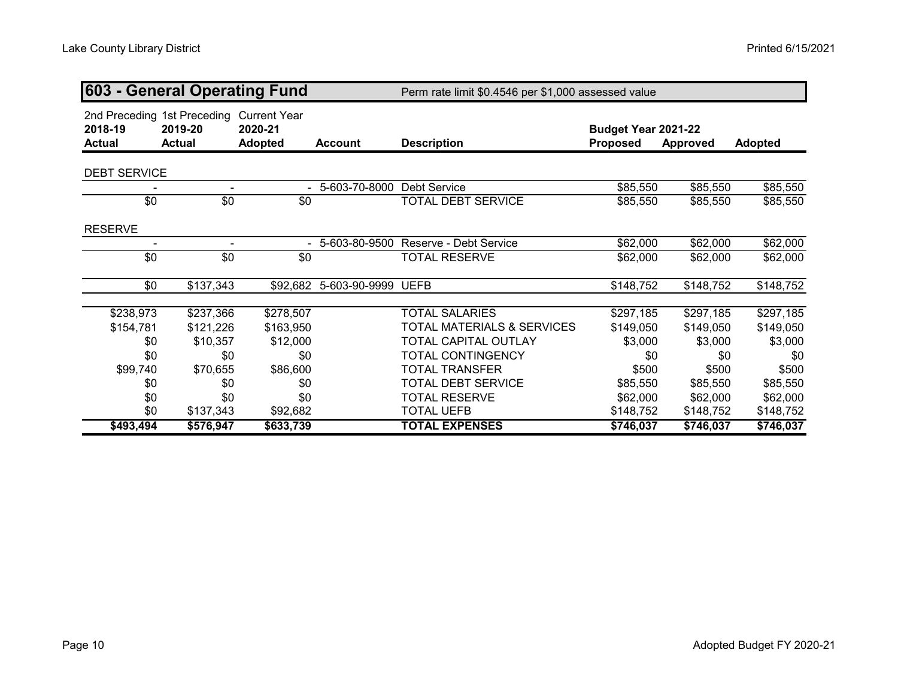## 603 - General Operating Fund

Perm rate limit $0.4546 per $1,000 assessed value

| 2nd Preceding 2018-19 Actual | 1st Preceding 2019-20 Actual | Current Year 2020-21 Adopted | Account | Description | Budget Year 2021-22 Proposed | Approved | Adopted |
|---|---|---|---|---|---|---|---|
| DEBT SERVICE | | | | | | | |
| - | - | - | 5-603-70-8000 | Debt Service | $85,550 | $85,550 | $85,550 |
| $0 | $0 | $0 | | TOTAL DEBT SERVICE | $85,550 | $85,550 | $85,550 |
| RESERVE | | | | | | | |
| - | - | - | 5-603-80-9500 | Reserve - Debt Service | $62,000 | $62,000 | $62,000 |
| $0 | $0 | $0 | | TOTAL RESERVE | $62,000 | $62,000 | $62,000 |
| $0 | $137,343 | $92,682 | 5-603-90-9999 | UEFB | $148,752 | $148,752 | $148,752 |
| $238,973 | $237,366 | $278,507 | | TOTAL SALARIES | $297,185 | $297,185 | $297,185 |
| $154,781 | $121,226 | $163,950 | | TOTAL MATERIALS & SERVICES | $149,050 | $149,050 | $149,050 |
| $0 | $10,357 | $12,000 | | TOTAL CAPITAL OUTLAY | $3,000 | $3,000 | $3,000 |
| $0 | $0 | $0 | | TOTAL CONTINGENCY | $0 | $0 | $0 |
| $99,740 | $70,655 | $86,600 | | TOTAL TRANSFER | $500 | $500 | $500 |
| $0 | $0 | $0 | | TOTAL DEBT SERVICE | $85,550 | $85,550 | $85,550 |
| $0 | $0 | $0 | | TOTAL RESERVE | $62,000 | $62,000 | $62,000 |
| $0 | $137,343 | $92,682 | | TOTAL UEFB | $148,752 | $148,752 | $148,752 |
| **$493,494** | **$576,947** | **$633,739** | | **TOTAL EXPENSES** | **$746,037** | **$746,037** | **$746,037** |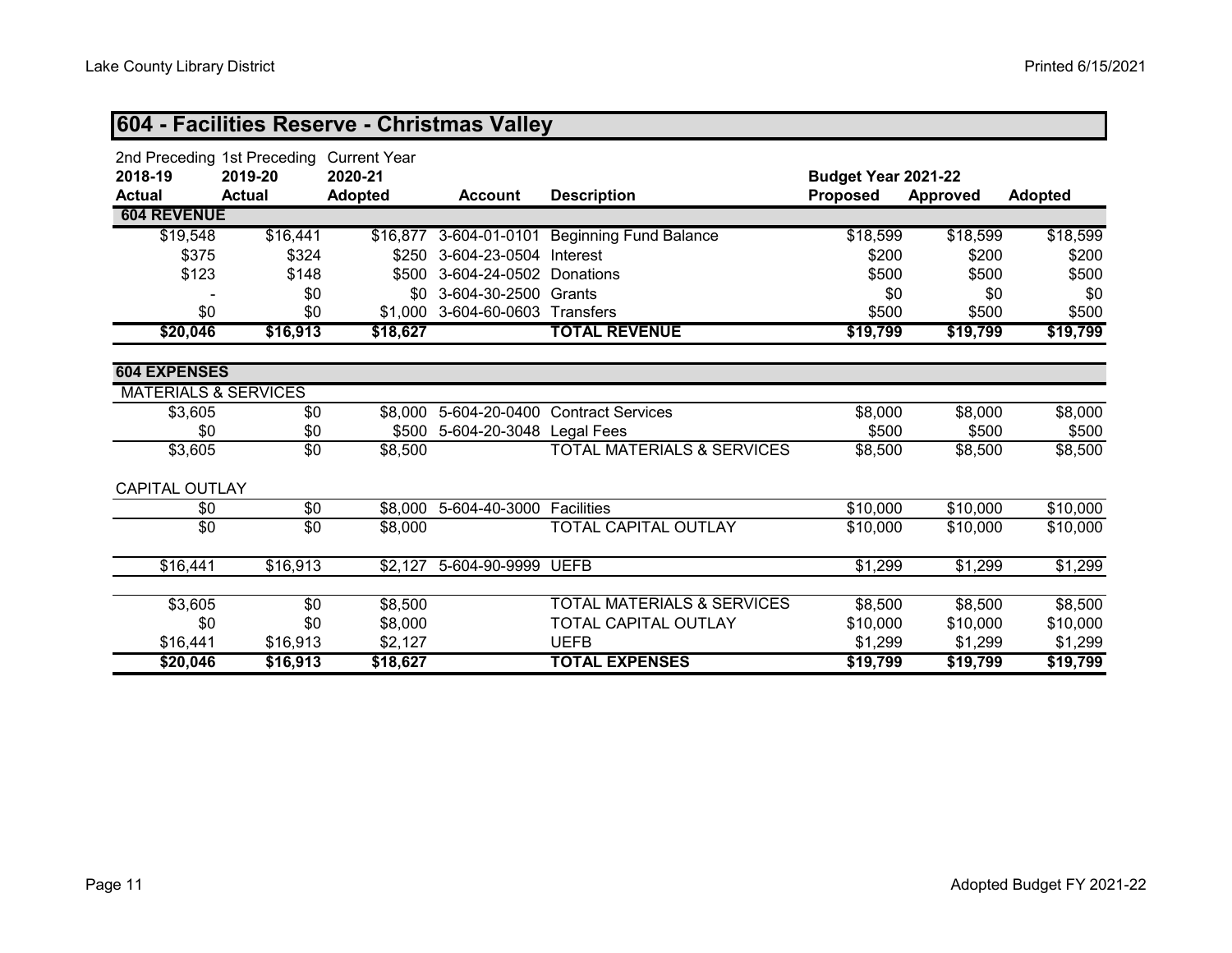## 604 - Facilities Reserve - Christmas Valley

| 2nd Preceding 2018-19 Actual | 1st Preceding 2019-20 Actual | Current Year 2020-21 Adopted | Account | Description | Budget Year 2021-22 Proposed | Approved | Adopted |
|---|---|---|---|---|---|---|---|
| **604 REVENUE** | | | | | | | |
| $19,548 | $16,441 | $16,877 | 3-604-01-0101 | Beginning Fund Balance | $18,599 | $18,599 | $18,599 |
| $375 | $324 | $250 | 3-604-23-0504 | Interest | $200 | $200 | $200 |
| $123 | $148 | $500 | 3-604-24-0502 | Donations | $500 | $500 | $500 |
| - | $0 | $0 | 3-604-30-2500 | Grants | $0 | $0 | $0 |
| $0 | $0 | $1,000 | 3-604-60-0603 | Transfers | $500 | $500 | $500 |
| **$20,046** | **$16,913** | **$18,627** | | **TOTAL REVENUE** | **$19,799** | **$19,799** | **$19,799** |
| **604 EXPENSES** | | | | | | | |
| MATERIALS & SERVICES | | | | | | | |
| $3,605 | $0 | $8,000 | 5-604-20-0400 | Contract Services | $8,000 | $8,000 | $8,000 |
| $0 | $0 | $500 | 5-604-20-3048 | Legal Fees | $500 | $500 | $500 |
| $3,605 | $0 | $8,500 | | TOTAL MATERIALS & SERVICES | $8,500 | $8,500 | $8,500 |
| CAPITAL OUTLAY | | | | | | | |
| $0 | $0 | $8,000 | 5-604-40-3000 | Facilities | $10,000 | $10,000 | $10,000 |
| $0 | $0 | $8,000 | | TOTAL CAPITAL OUTLAY | $10,000 | $10,000 | $10,000 |
| $16,441 | $16,913 | $2,127 | 5-604-90-9999 | UEFB | $1,299 | $1,299 | $1,299 |
| $3,605 | $0 | $8,500 | | TOTAL MATERIALS & SERVICES | $8,500 | $8,500 | $8,500 |
| $0 | $0 | $8,000 | | TOTAL CAPITAL OUTLAY | $10,000 | $10,000 | $10,000 |
| $16,441 | $16,913 | $2,127 | | UEFB | $1,299 | $1,299 | $1,299 |
| **$20,046** | **$16,913** | **$18,627** | | **TOTAL EXPENSES** | **$19,799** | **$19,799** | **$19,799** |